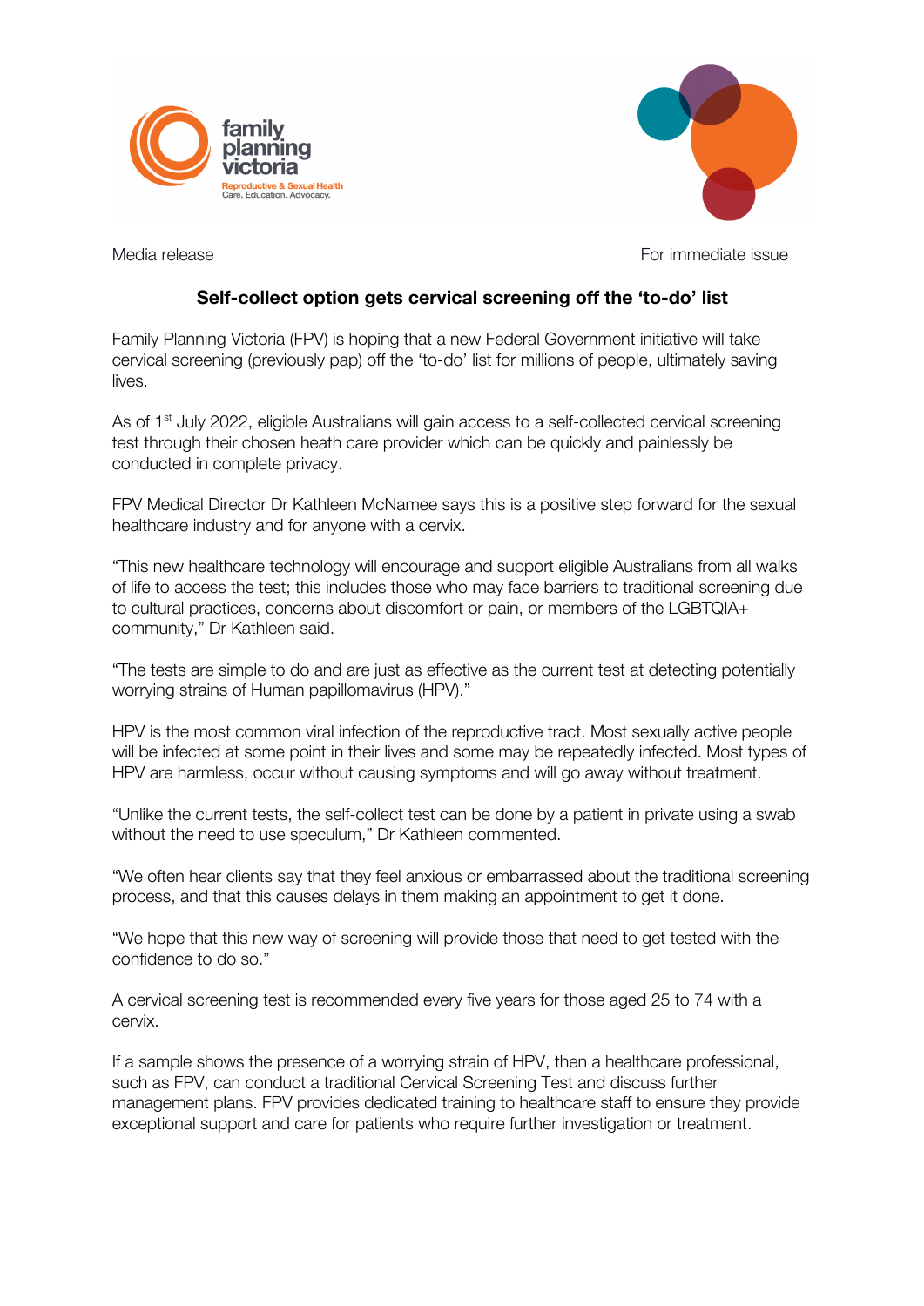family planning victoria

Reproductive & Sexual Health
Care. Education. Advocacy.

Media release

For immediate issue

## Self-collect option gets cervical screening off the 'to-do' list

Family Planning Victoria (FPV) is hoping that a new Federal Government initiative will take cervical screening (previously pap) off the 'to-do' list for millions of people, ultimately saving lives.

As of 1st July 2022, eligible Australians will gain access to a self-collected cervical screening test through their chosen heath care provider which can be quickly and painlessly be conducted in complete privacy.

FPV Medical Director Dr Kathleen McNamee says this is a positive step forward for the sexual healthcare industry and for anyone with a cervix.

"This new healthcare technology will encourage and support eligible Australians from all walks of life to access the test; this includes those who may face barriers to traditional screening due to cultural practices, concerns about discomfort or pain, or members of the LGBTQIA+ community," Dr Kathleen said.

"The tests are simple to do and are just as effective as the current test at detecting potentially worrying strains of Human papillomavirus (HPV)."

HPV is the most common viral infection of the reproductive tract. Most sexually active people will be infected at some point in their lives and some may be repeatedly infected. Most types of HPV are harmless, occur without causing symptoms and will go away without treatment.

"Unlike the current tests, the self-collect test can be done by a patient in private using a swab without the need to use speculum," Dr Kathleen commented.

"We often hear clients say that they feel anxious or embarrassed about the traditional screening process, and that this causes delays in them making an appointment to get it done.

"We hope that this new way of screening will provide those that need to get tested with the confidence to do so."

A cervical screening test is recommended every five years for those aged 25 to 74 with a cervix.

If a sample shows the presence of a worrying strain of HPV, then a healthcare professional, such as FPV, can conduct a traditional Cervical Screening Test and discuss further management plans. FPV provides dedicated training to healthcare staff to ensure they provide exceptional support and care for patients who require further investigation or treatment.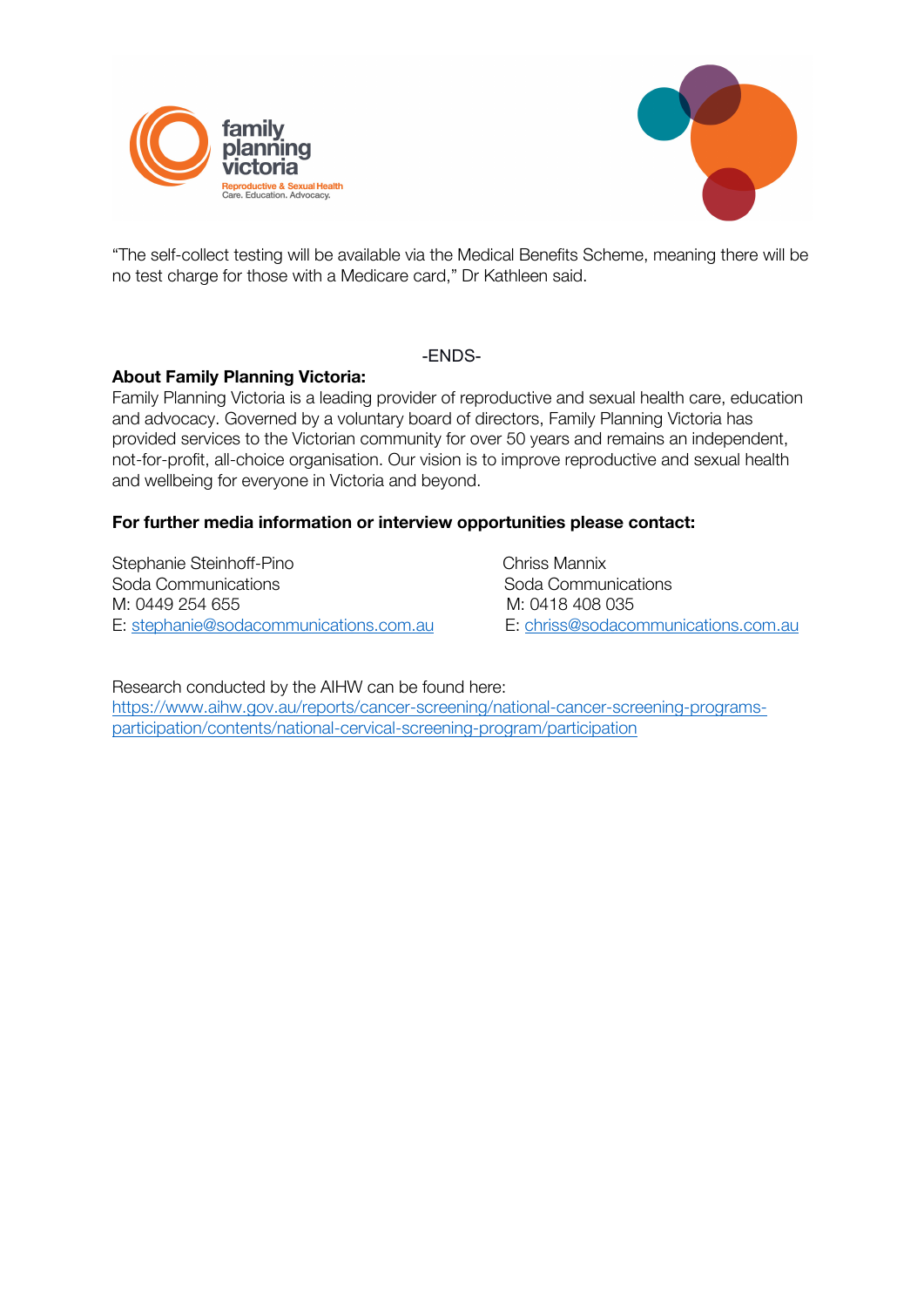"The self-collect testing will be available via the Medical Benefits Scheme, meaning there will be no test charge for those with a Medicare card," Dr Kathleen said.

-ENDS-

**About Family Planning Victoria:**

Family Planning Victoria is a leading provider of reproductive and sexual health care, education and advocacy. Governed by a voluntary board of directors, Family Planning Victoria has provided services to the Victorian community for over 50 years and remains an independent, not-for-profit, all-choice organisation. Our vision is to improve reproductive and sexual health and wellbeing for everyone in Victoria and beyond.

**For further media information or interview opportunities please contact:**

Stephanie Steinhoff-Pino
Soda Communications
M: 0449 254 655
E: stephanie@sodacommunications.com.au

Chriss Mannix
Soda Communications
M: 0418 408 035
E: chriss@sodacommunications.com.au

Research conducted by the AIHW can be found here:
https://www.aihw.gov.au/reports/cancer-screening/national-cancer-screening-programs-participation/contents/national-cervical-screening-program/participation